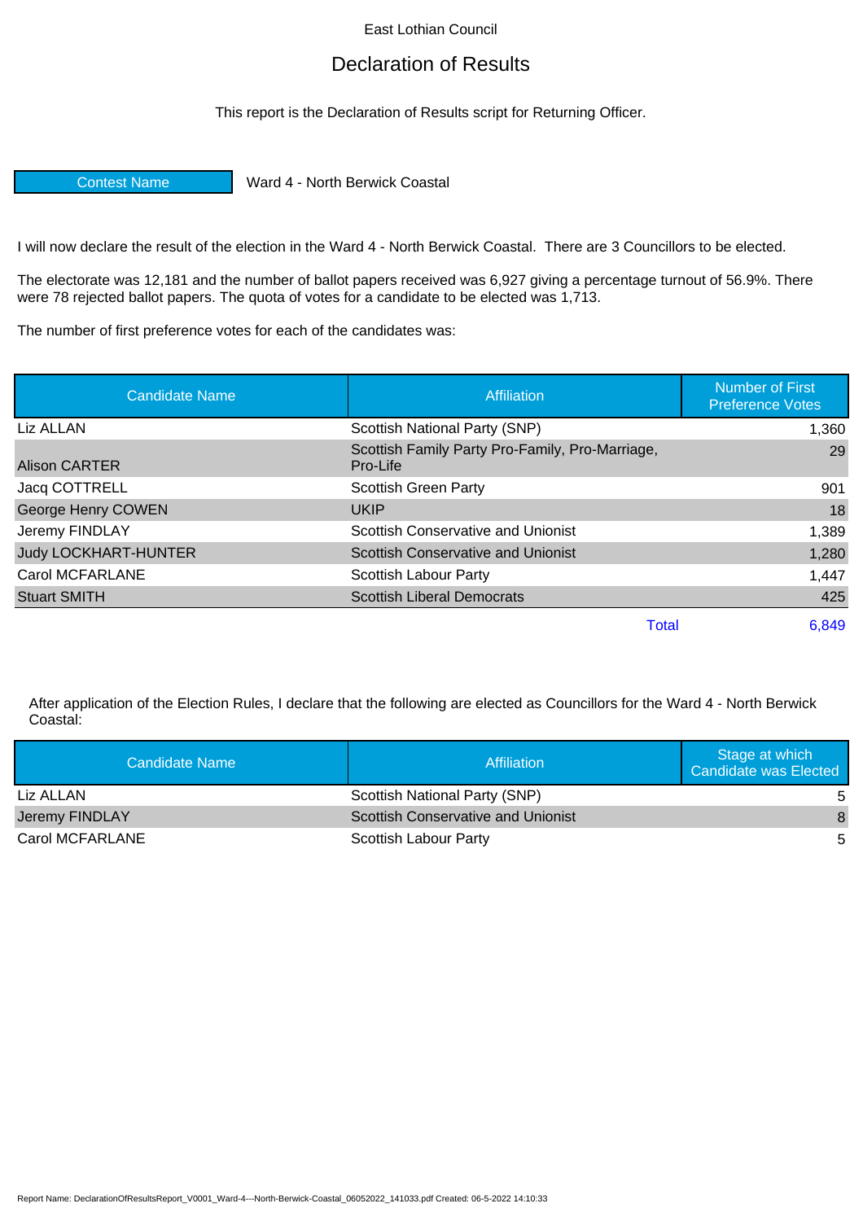East Lothian Council

# Declaration of Results

This report is the Declaration of Results script for Returning Officer.

| Contest Name | Ward 4 - North Berwick Coastal |
|---|---|

I will now declare the result of the election in the Ward 4 - North Berwick Coastal. There are 3 Councillors to be elected.

The electorate was 12,181 and the number of ballot papers received was 6,927 giving a percentage turnout of 56.9%. There were 78 rejected ballot papers. The quota of votes for a candidate to be elected was 1,713.

The number of first preference votes for each of the candidates was:

| Candidate Name | Affiliation | Number of First Preference Votes |
|---|---|---|
| Liz ALLAN | Scottish National Party (SNP) | 1,360 |
| Alison CARTER | Scottish Family Party Pro-Family, Pro-Marriage, Pro-Life | 29 |
| Jacq COTTRELL | Scottish Green Party | 901 |
| George Henry COWEN | UKIP | 18 |
| Jeremy FINDLAY | Scottish Conservative and Unionist | 1,389 |
| Judy LOCKHART-HUNTER | Scottish Conservative and Unionist | 1,280 |
| Carol MCFARLANE | Scottish Labour Party | 1,447 |
| Stuart SMITH | Scottish Liberal Democrats | 425 |
| | Total | 6,849 |

After application of the Election Rules, I declare that the following are elected as Councillors for the Ward 4 - North Berwick Coastal:

| Candidate Name | Affiliation | Stage at which Candidate was Elected |
|---|---|---|
| Liz ALLAN | Scottish National Party (SNP) | 5 |
| Jeremy FINDLAY | Scottish Conservative and Unionist | 8 |
| Carol MCFARLANE | Scottish Labour Party | 5 |

Report Name: DeclarationOfResultsReport_V0001_Ward-4---North-Berwick-Coastal_06052022_141033.pdf Created: 06-5-2022 14:10:33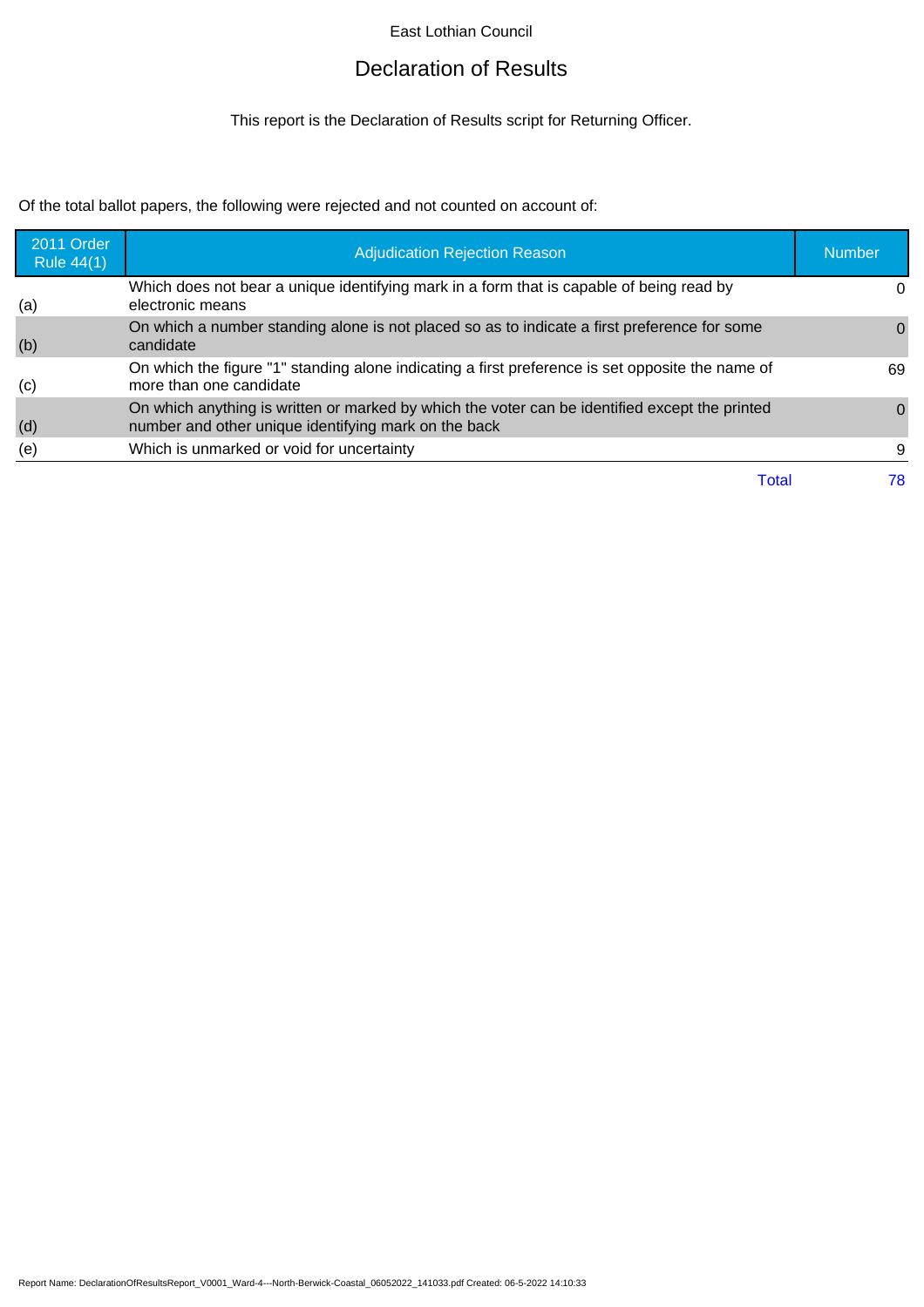East Lothian Council

# Declaration of Results

This report is the Declaration of Results script for Returning Officer.

Of the total ballot papers, the following were rejected and not counted on account of:

| 2011 Order Rule 44(1) | Adjudication Rejection Reason | Number |
|---|---|---|
| (a) | Which does not bear a unique identifying mark in a form that is capable of being read by electronic means | 0 |
| (b) | On which a number standing alone is not placed so as to indicate a first preference for some candidate | 0 |
| (c) | On which the figure "1" standing alone indicating a first preference is set opposite the name of more than one candidate | 69 |
| (d) | On which anything is written or marked by which the voter can be identified except the printed number and other unique identifying mark on the back | 0 |
| (e) | Which is unmarked or void for uncertainty | 9 |
| | Total | 78 |

Report Name: DeclarationOfResultsReport_V0001_Ward-4---North-Berwick-Coastal_06052022_141033.pdf Created: 06-5-2022 14:10:33